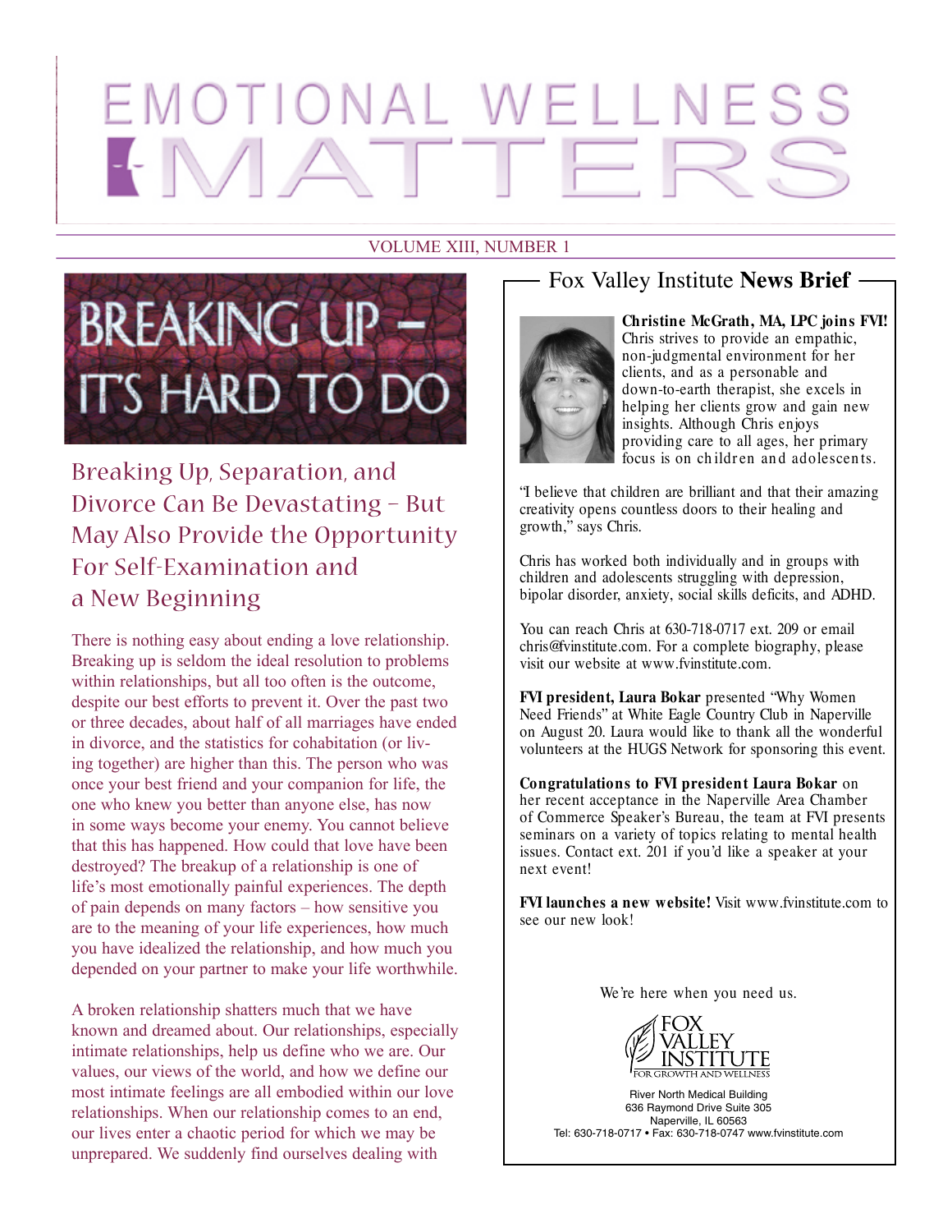# EMOTIONAL WELLNESS MATTERS

VOLUME XIII, NUMBER 1

## BREAKING UP – IT'S HARD TO DO

### Breaking Up, Separation, and Divorce Can Be Devastating – But May Also Provide the Opportunity For Self-Examination and a New Beginning

There is nothing easy about ending a love relationship. Breaking up is seldom the ideal resolution to problems within relationships, but all too often is the outcome, despite our best efforts to prevent it. Over the past two or three decades, about half of all marriages have ended in divorce, and the statistics for cohabitation (or living together) are higher than this. The person who was once your best friend and your companion for life, the one who knew you better than anyone else, has now in some ways become your enemy. You cannot believe that this has happened. How could that love have been destroyed? The breakup of a relationship is one of life's most emotionally painful experiences. The depth of pain depends on many factors – how sensitive you are to the meaning of your life experiences, how much you have idealized the relationship, and how much you depended on your partner to make your life worthwhile.

A broken relationship shatters much that we have known and dreamed about. Our relationships, especially intimate relationships, help us define who we are. Our values, our views of the world, and how we define our most intimate feelings are all embodied within our love relationships. When our relationship comes to an end, our lives enter a chaotic period for which we may be unprepared. We suddenly find ourselves dealing with

## Fox Valley Institute **News Brief**

**Christine McGrath, MA, LPC joins FVI!** Chris strives to provide an empathic, non-judgmental environment for her clients, and as a personable and down-to-earth therapist, she excels in helping her clients grow and gain new insights. Although Chris enjoys providing care to all ages, her primary focus is on children and adolescents.

"I believe that children are brilliant and that their amazing creativity opens countless doors to their healing and growth," says Chris.

Chris has worked both individually and in groups with children and adolescents struggling with depression, bipolar disorder, anxiety, social skills deficits, and ADHD.

You can reach Chris at 630-718-0717 ext. 209 or email chris@fvinstitute.com. For a complete biography, please visit our website at www.fvinstitute.com.

**FVI president, Laura Bokar** presented "Why Women Need Friends" at White Eagle Country Club in Naperville on August 20. Laura would like to thank all the wonderful volunteers at the HUGS Network for sponsoring this event.

**Congratulations to FVI president Laura Bokar** on her recent acceptance in the Naperville Area Chamber of Commerce Speaker's Bureau, the team at FVI presents seminars on a variety of topics relating to mental health issues. Contact ext. 201 if you'd like a speaker at your next event!

**FVI launches a new website!** Visit www.fvinstitute.com to see our new look!

We're here when you need us.

FOX VALLEY INSTITUTE
FOR GROWTH AND WELLNESS

River North Medical Building
636 Raymond Drive Suite 305
Naperville, IL 60563
Tel: 630-718-0717 • Fax: 630-718-0747 www.fvinstitute.com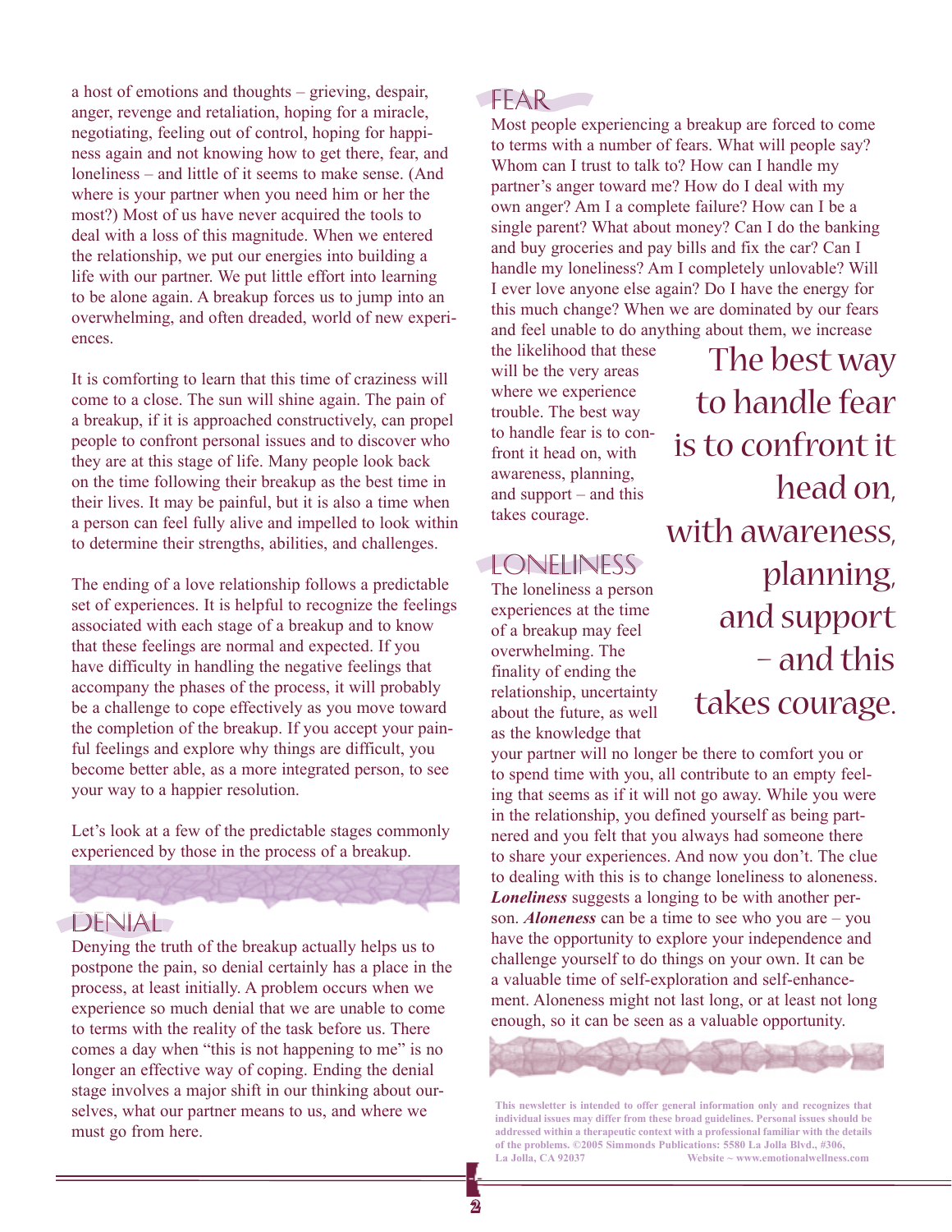a host of emotions and thoughts – grieving, despair, anger, revenge and retaliation, hoping for a miracle, negotiating, feeling out of control, hoping for happiness again and not knowing how to get there, fear, and loneliness – and little of it seems to make sense. (And where is your partner when you need him or her the most?) Most of us have never acquired the tools to deal with a loss of this magnitude. When we entered the relationship, we put our energies into building a life with our partner. We put little effort into learning to be alone again. A breakup forces us to jump into an overwhelming, and often dreaded, world of new experiences.

It is comforting to learn that this time of craziness will come to a close. The sun will shine again. The pain of a breakup, if it is approached constructively, can propel people to confront personal issues and to discover who they are at this stage of life. Many people look back on the time following their breakup as the best time in their lives. It may be painful, but it is also a time when a person can feel fully alive and impelled to look within to determine their strengths, abilities, and challenges.

The ending of a love relationship follows a predictable set of experiences. It is helpful to recognize the feelings associated with each stage of a breakup and to know that these feelings are normal and expected. If you have difficulty in handling the negative feelings that accompany the phases of the process, it will probably be a challenge to cope effectively as you move toward the completion of the breakup. If you accept your painful feelings and explore why things are difficult, you become better able, as a more integrated person, to see your way to a happier resolution.

Let's look at a few of the predictable stages commonly experienced by those in the process of a breakup.

## DENIAL

Denying the truth of the breakup actually helps us to postpone the pain, so denial certainly has a place in the process, at least initially. A problem occurs when we experience so much denial that we are unable to come to terms with the reality of the task before us. There comes a day when "this is not happening to me" is no longer an effective way of coping. Ending the denial stage involves a major shift in our thinking about ourselves, what our partner means to us, and where we must go from here.

## FEAR

Most people experiencing a breakup are forced to come to terms with a number of fears. What will people say? Whom can I trust to talk to? How can I handle my partner's anger toward me? How do I deal with my own anger? Am I a complete failure? How can I be a single parent? What about money? Can I do the banking and buy groceries and pay bills and fix the car? Can I handle my loneliness? Am I completely unlovable? Will I ever love anyone else again? Do I have the energy for this much change? When we are dominated by our fears and feel unable to do anything about them, we increase the likelihood that these will be the very areas where we experience trouble. The best way to handle fear is to confront it head on, with awareness, planning, and support – and this takes courage.

> The best way to handle fear is to confront it head on, with awareness, planning, and support – and this takes courage.

## LONELINESS

The loneliness a person experiences at the time of a breakup may feel overwhelming. The finality of ending the relationship, uncertainty about the future, as well as the knowledge that your partner will no longer be there to comfort you or to spend time with you, all contribute to an empty feeling that seems as if it will not go away. While you were in the relationship, you defined yourself as being partnered and you felt that you always had someone there to share your experiences. And now you don't. The clue to dealing with this is to change loneliness to aloneness. ***Loneliness*** suggests a longing to be with another person. ***Aloneness*** can be a time to see who you are – you have the opportunity to explore your independence and challenge yourself to do things on your own. It can be a valuable time of self-exploration and self-enhancement. Aloneness might not last long, or at least not long enough, so it can be seen as a valuable opportunity.

**This newsletter is intended to offer general information only and recognizes that individual issues may differ from these broad guidelines. Personal issues should be addressed within a therapeutic context with a professional familiar with the details of the problems. ©2005 Simmonds Publications: 5580 La Jolla Blvd., #306, La Jolla, CA 92037 Website ~ www.emotionalwellness.com**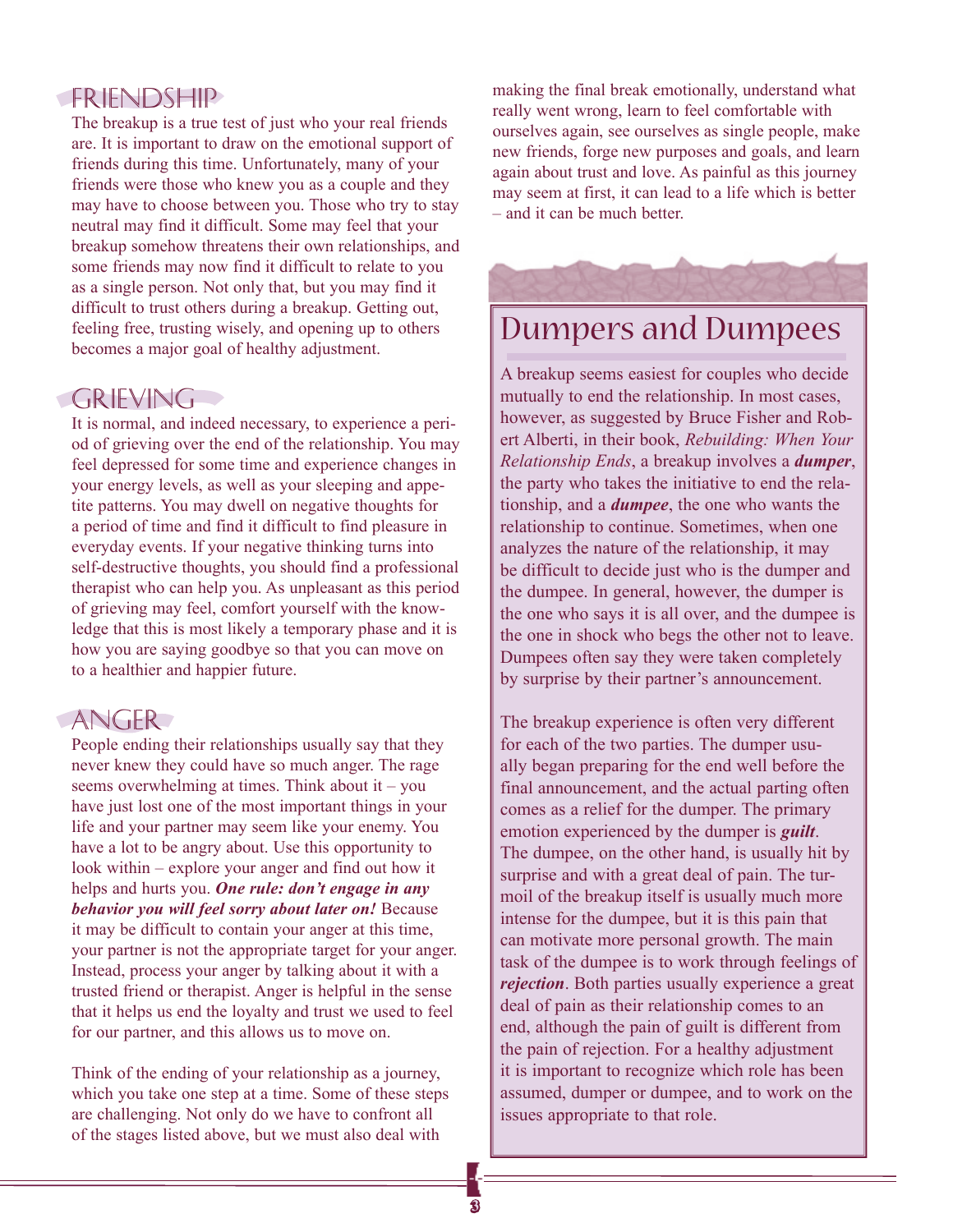## FRIENDSHIP

The breakup is a true test of just who your real friends are. It is important to draw on the emotional support of friends during this time. Unfortunately, many of your friends were those who knew you as a couple and they may have to choose between you. Those who try to stay neutral may find it difficult. Some may feel that your breakup somehow threatens their own relationships, and some friends may now find it difficult to relate to you as a single person. Not only that, but you may find it difficult to trust others during a breakup. Getting out, feeling free, trusting wisely, and opening up to others becomes a major goal of healthy adjustment.

## GRIEVING

It is normal, and indeed necessary, to experience a period of grieving over the end of the relationship. You may feel depressed for some time and experience changes in your energy levels, as well as your sleeping and appetite patterns. You may dwell on negative thoughts for a period of time and find it difficult to find pleasure in everyday events. If your negative thinking turns into self-destructive thoughts, you should find a professional therapist who can help you. As unpleasant as this period of grieving may feel, comfort yourself with the knowledge that this is most likely a temporary phase and it is how you are saying goodbye so that you can move on to a healthier and happier future.

## ANGER

People ending their relationships usually say that they never knew they could have so much anger. The rage seems overwhelming at times. Think about it – you have just lost one of the most important things in your life and your partner may seem like your enemy. You have a lot to be angry about. Use this opportunity to look within – explore your anger and find out how it helps and hurts you. ***One rule: don't engage in any behavior you will feel sorry about later on!*** Because it may be difficult to contain your anger at this time, your partner is not the appropriate target for your anger. Instead, process your anger by talking about it with a trusted friend or therapist. Anger is helpful in the sense that it helps us end the loyalty and trust we used to feel for our partner, and this allows us to move on.

Think of the ending of your relationship as a journey, which you take one step at a time. Some of these steps are challenging. Not only do we have to confront all of the stages listed above, but we must also deal with making the final break emotionally, understand what really went wrong, learn to feel comfortable with ourselves again, see ourselves as single people, make new friends, forge new purposes and goals, and learn again about trust and love. As painful as this journey may seem at first, it can lead to a life which is better – and it can be much better.

## Dumpers and Dumpees

A breakup seems easiest for couples who decide mutually to end the relationship. In most cases, however, as suggested by Bruce Fisher and Robert Alberti, in their book, *Rebuilding: When Your Relationship Ends*, a breakup involves a ***dumper***, the party who takes the initiative to end the relationship, and a ***dumpee***, the one who wants the relationship to continue. Sometimes, when one analyzes the nature of the relationship, it may be difficult to decide just who is the dumper and the dumpee. In general, however, the dumper is the one who says it is all over, and the dumpee is the one in shock who begs the other not to leave. Dumpees often say they were taken completely by surprise by their partner's announcement.

The breakup experience is often very different for each of the two parties. The dumper usually began preparing for the end well before the final announcement, and the actual parting often comes as a relief for the dumper. The primary emotion experienced by the dumper is ***guilt***. The dumpee, on the other hand, is usually hit by surprise and with a great deal of pain. The turmoil of the breakup itself is usually much more intense for the dumpee, but it is this pain that can motivate more personal growth. The main task of the dumpee is to work through feelings of ***rejection***. Both parties usually experience a great deal of pain as their relationship comes to an end, although the pain of guilt is different from the pain of rejection. For a healthy adjustment it is important to recognize which role has been assumed, dumper or dumpee, and to work on the issues appropriate to that role.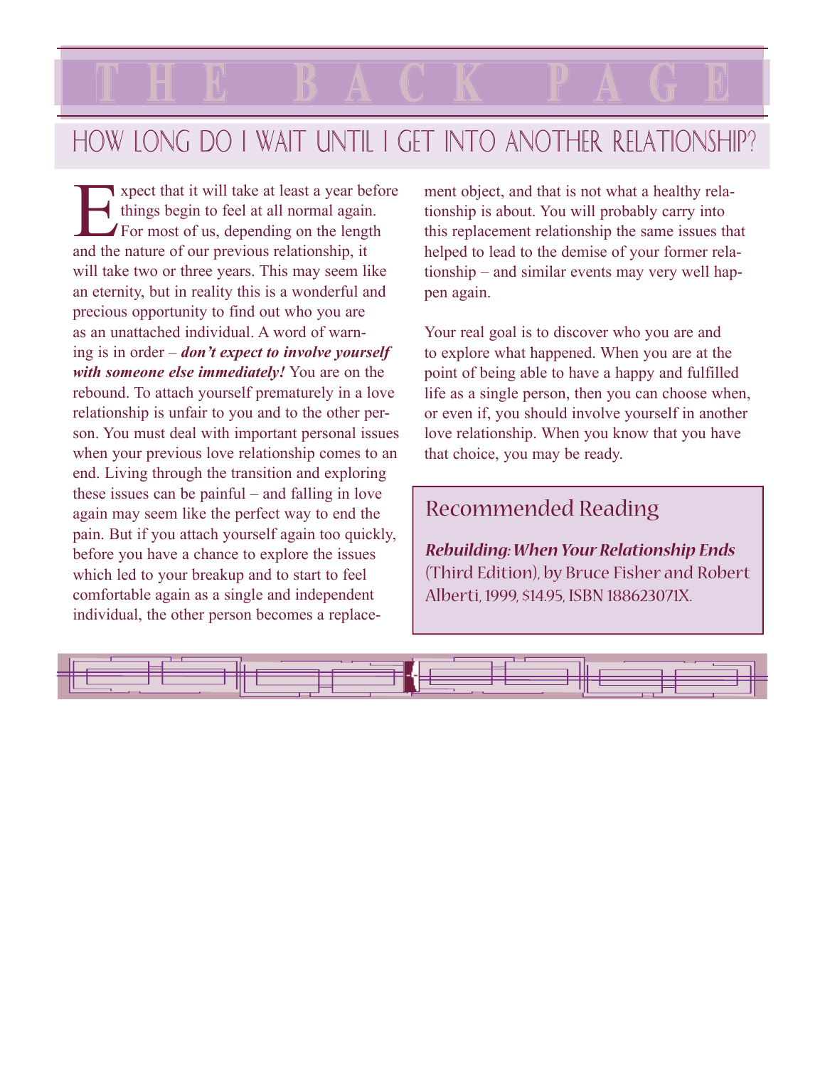# THE BACK PAGE

## HOW LONG DO I WAIT UNTIL I GET INTO ANOTHER RELATIONSHIP?

Expect that it will take at least a year before things begin to feel at all normal again. For most of us, depending on the length and the nature of our previous relationship, it will take two or three years. This may seem like an eternity, but in reality this is a wonderful and precious opportunity to find out who you are as an unattached individual. A word of warning is in order – ***don't expect to involve yourself with someone else immediately!*** You are on the rebound. To attach yourself prematurely in a love relationship is unfair to you and to the other person. You must deal with important personal issues when your previous love relationship comes to an end. Living through the transition and exploring these issues can be painful – and falling in love again may seem like the perfect way to end the pain. But if you attach yourself again too quickly, before you have a chance to explore the issues which led to your breakup and to start to feel comfortable again as a single and independent individual, the other person becomes a replacement object, and that is not what a healthy relationship is about. You will probably carry into this replacement relationship the same issues that helped to lead to the demise of your former relationship – and similar events may very well happen again.

Your real goal is to discover who you are and to explore what happened. When you are at the point of being able to have a happy and fulfilled life as a single person, then you can choose when, or even if, you should involve yourself in another love relationship. When you know that you have that choice, you may be ready.

### Recommended Reading

***Rebuilding: When Your Relationship Ends*** (Third Edition), by Bruce Fisher and Robert Alberti, 1999, $14.95, ISBN 188623071X.